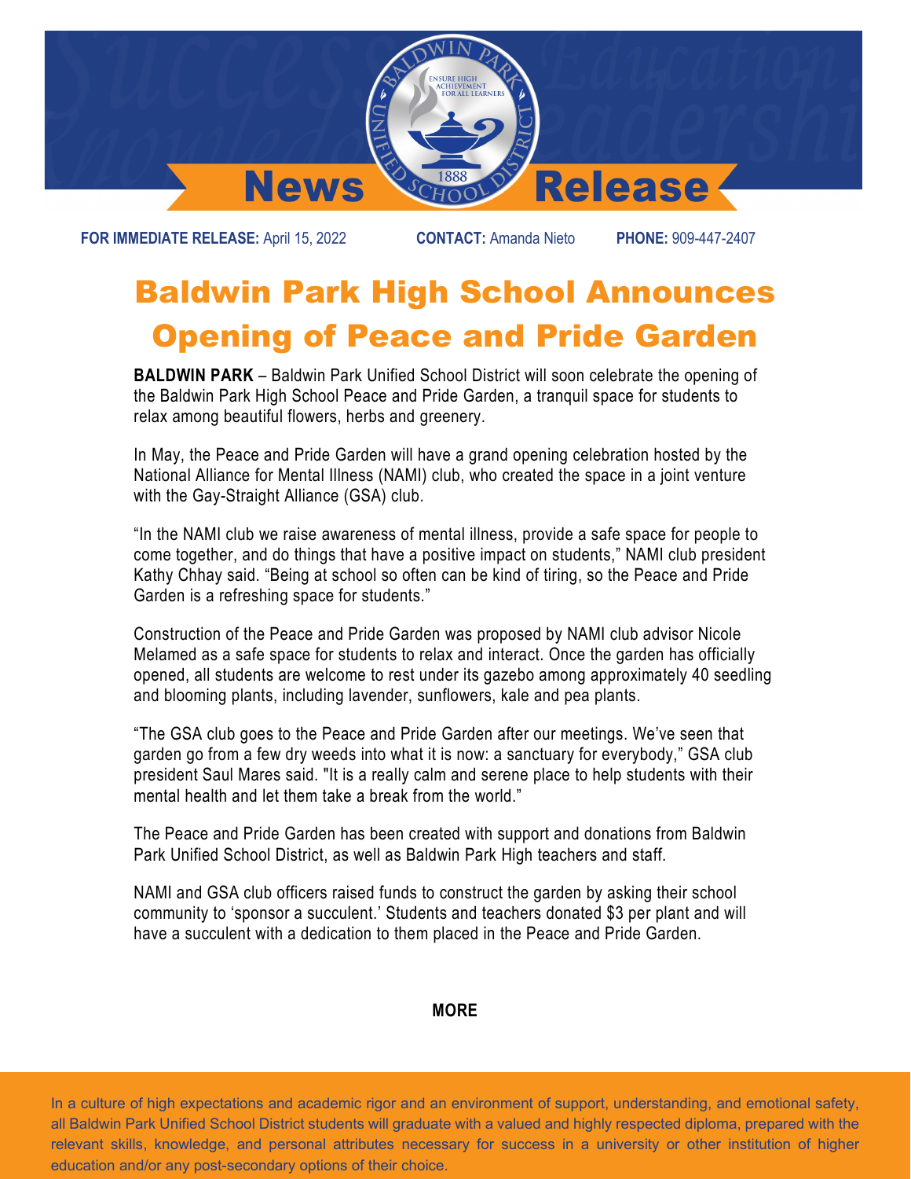# News Release

**FOR IMMEDIATE RELEASE:** April 15, 2022 **CONTACT:** Amanda Nieto **PHONE:** 909-447-2407

## Baldwin Park High School Announces Opening of Peace and Pride Garden

**BALDWIN PARK** – Baldwin Park Unified School District will soon celebrate the opening of the Baldwin Park High School Peace and Pride Garden, a tranquil space for students to relax among beautiful flowers, herbs and greenery.

In May, the Peace and Pride Garden will have a grand opening celebration hosted by the National Alliance for Mental Illness (NAMI) club, who created the space in a joint venture with the Gay-Straight Alliance (GSA) club.

"In the NAMI club we raise awareness of mental illness, provide a safe space for people to come together, and do things that have a positive impact on students," NAMI club president Kathy Chhay said. "Being at school so often can be kind of tiring, so the Peace and Pride Garden is a refreshing space for students."

Construction of the Peace and Pride Garden was proposed by NAMI club advisor Nicole Melamed as a safe space for students to relax and interact. Once the garden has officially opened, all students are welcome to rest under its gazebo among approximately 40 seedling and blooming plants, including lavender, sunflowers, kale and pea plants.

"The GSA club goes to the Peace and Pride Garden after our meetings. We've seen that garden go from a few dry weeds into what it is now: a sanctuary for everybody," GSA club president Saul Mares said. "It is a really calm and serene place to help students with their mental health and let them take a break from the world."

The Peace and Pride Garden has been created with support and donations from Baldwin Park Unified School District, as well as Baldwin Park High teachers and staff.

NAMI and GSA club officers raised funds to construct the garden by asking their school community to 'sponsor a succulent.' Students and teachers donated $3 per plant and will have a succulent with a dedication to them placed in the Peace and Pride Garden.

**MORE**

In a culture of high expectations and academic rigor and an environment of support, understanding, and emotional safety, all Baldwin Park Unified School District students will graduate with a valued and highly respected diploma, prepared with the relevant skills, knowledge, and personal attributes necessary for success in a university or other institution of higher education and/or any post-secondary options of their choice.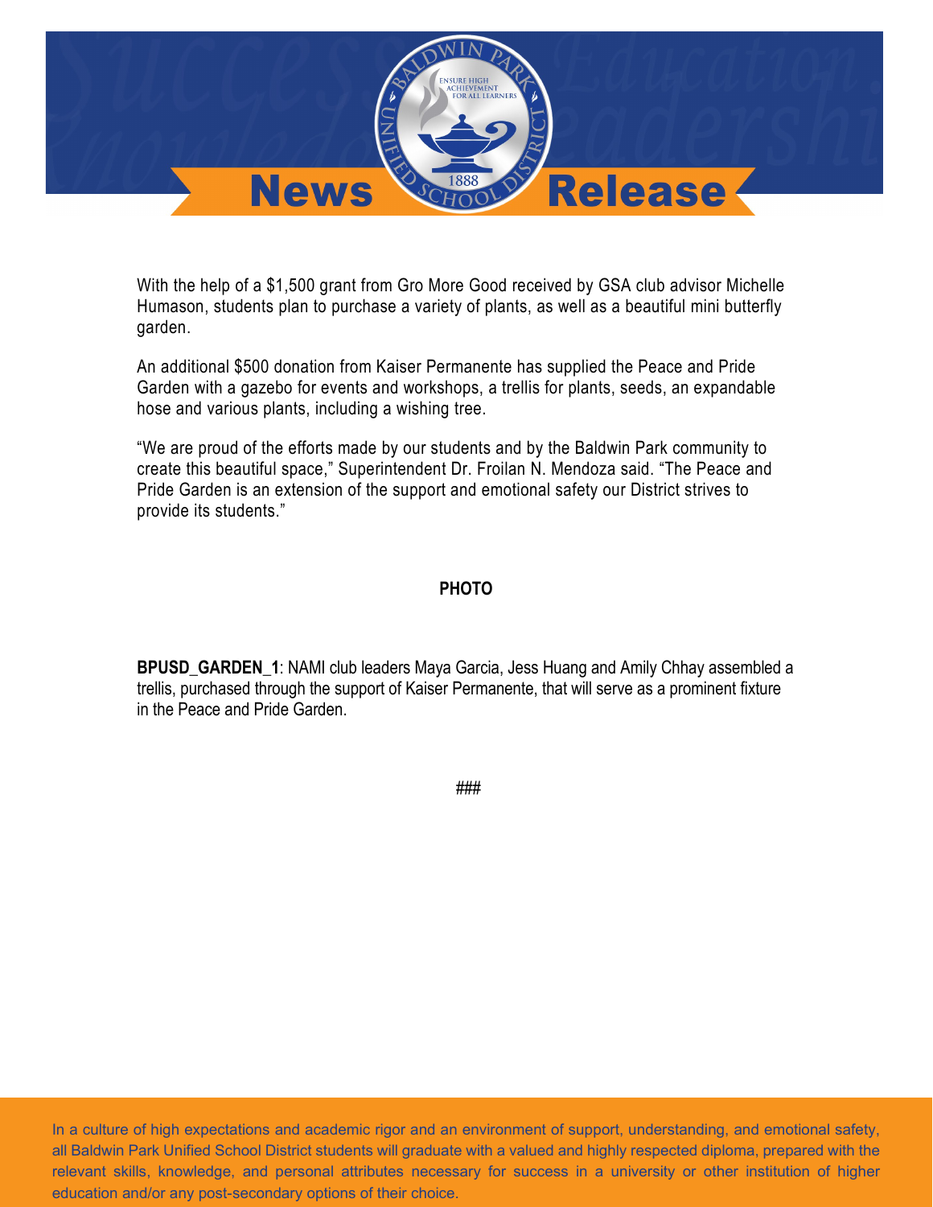With the help of a $1,500 grant from Gro More Good received by GSA club advisor Michelle Humason, students plan to purchase a variety of plants, as well as a beautiful mini butterfly garden.

An additional $500 donation from Kaiser Permanente has supplied the Peace and Pride Garden with a gazebo for events and workshops, a trellis for plants, seeds, an expandable hose and various plants, including a wishing tree.

"We are proud of the efforts made by our students and by the Baldwin Park community to create this beautiful space," Superintendent Dr. Froilan N. Mendoza said. "The Peace and Pride Garden is an extension of the support and emotional safety our District strives to provide its students."

**PHOTO**

**BPUSD_GARDEN_1**: NAMI club leaders Maya Garcia, Jess Huang and Amily Chhay assembled a trellis, purchased through the support of Kaiser Permanente, that will serve as a prominent fixture in the Peace and Pride Garden.

###

In a culture of high expectations and academic rigor and an environment of support, understanding, and emotional safety, all Baldwin Park Unified School District students will graduate with a valued and highly respected diploma, prepared with the relevant skills, knowledge, and personal attributes necessary for success in a university or other institution of higher education and/or any post-secondary options of their choice.